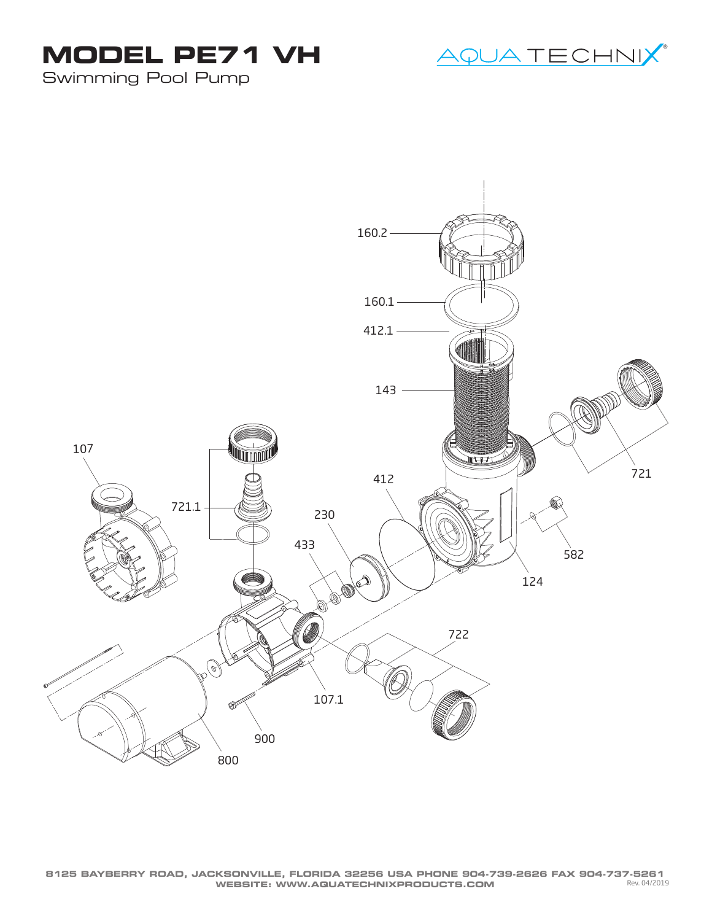# MODEL PE71 VH

Swimming Pool Pump

AQUA TECHNIX®

160.2

160.1

412.1

143

721

107

721.1

412

230

433

582

124

722

107.1

900

800

8125 BAYBERRY ROAD, JACKSONVILLE, FLORIDA 32256 USA PHONE 904-739-2626 FAX 904-737-5261
WEBSITE: WWW.AQUATECHNIXPRODUCTS.COM

Rev. 04/2019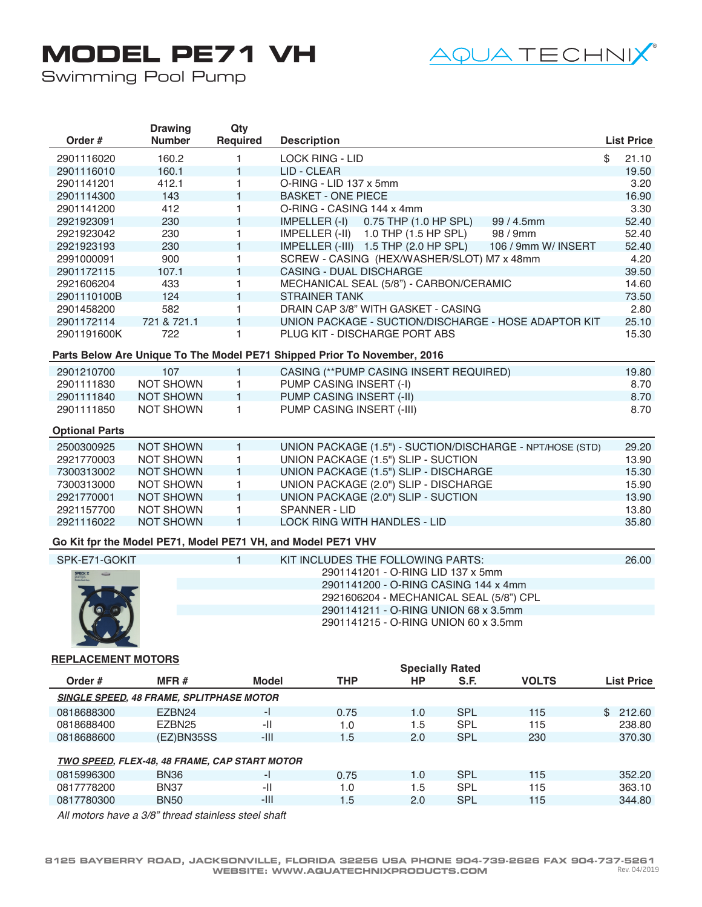# MODEL PE71 VH

Swimming Pool Pump

AQUA TECHNIX®

| Order # | Drawing Number | Qty Required | Description | List Price |
|---|---|---|---|---|
| 2901116020 | 160.2 | 1 | LOCK RING - LID | $ 21.10 |
| 2901116010 | 160.1 | 1 | LID - CLEAR | 19.50 |
| 2901141201 | 412.1 | 1 | O-RING - LID 137 x 5mm | 3.20 |
| 2901114300 | 143 | 1 | BASKET - ONE PIECE | 16.90 |
| 2901141200 | 412 | 1 | O-RING - CASING 144 x 4mm | 3.30 |
| 2921923091 | 230 | 1 | IMPELLER (-I) 0.75 THP (1.0 HP SPL) 99 / 4.5mm | 52.40 |
| 2921923042 | 230 | 1 | IMPELLER (-II) 1.0 THP (1.5 HP SPL) 98 / 9mm | 52.40 |
| 2921923193 | 230 | 1 | IMPELLER (-III) 1.5 THP (2.0 HP SPL) 106 / 9mm W/ INSERT | 52.40 |
| 2991000091 | 900 | 1 | SCREW - CASING (HEX/WASHER/SLOT) M7 x 48mm | 4.20 |
| 2901172115 | 107.1 | 1 | CASING - DUAL DISCHARGE | 39.50 |
| 2921606204 | 433 | 1 | MECHANICAL SEAL (5/8") - CARBON/CERAMIC | 14.60 |
| 2901110100B | 124 | 1 | STRAINER TANK | 73.50 |
| 2901458200 | 582 | 1 | DRAIN CAP 3/8" WITH GASKET - CASING | 2.80 |
| 2901172114 | 721 & 721.1 | 1 | UNION PACKAGE - SUCTION/DISCHARGE - HOSE ADAPTOR KIT | 25.10 |
| 2901191600K | 722 | 1 | PLUG KIT - DISCHARGE PORT ABS | 15.30 |

**Parts Below Are Unique To The Model PE71 Shipped Prior To November, 2016**

| Order # | Drawing Number | Qty Required | Description | List Price |
|---|---|---|---|---|
| 2901210700 | 107 | 1 | CASING (**PUMP CASING INSERT REQUIRED) | 19.80 |
| 2901111830 | NOT SHOWN | 1 | PUMP CASING INSERT (-I) | 8.70 |
| 2901111840 | NOT SHOWN | 1 | PUMP CASING INSERT (-II) | 8.70 |
| 2901111850 | NOT SHOWN | 1 | PUMP CASING INSERT (-III) | 8.70 |

**Optional Parts**

| Order # | Drawing Number | Qty Required | Description | List Price |
|---|---|---|---|---|
| 2500300925 | NOT SHOWN | 1 | UNION PACKAGE (1.5") - SUCTION/DISCHARGE - NPT/HOSE (STD) | 29.20 |
| 2921770003 | NOT SHOWN | 1 | UNION PACKAGE (1.5") SLIP - SUCTION | 13.90 |
| 7300313002 | NOT SHOWN | 1 | UNION PACKAGE (1.5") SLIP - DISCHARGE | 15.30 |
| 7300313000 | NOT SHOWN | 1 | UNION PACKAGE (2.0") SLIP - DISCHARGE | 15.90 |
| 2921770001 | NOT SHOWN | 1 | UNION PACKAGE (2.0") SLIP - SUCTION | 13.90 |
| 2921157700 | NOT SHOWN | 1 | SPANNER - LID | 13.80 |
| 2921116022 | NOT SHOWN | 1 | LOCK RING WITH HANDLES - LID | 35.80 |

**Go Kit fpr the Model PE71, Model PE71 VH, and Model PE71 VHV**

| Order # | Qty Required | Description | List Price |
|---|---|---|---|
| SPK-E71-GOKIT | 1 | KIT INCLUDES THE FOLLOWING PARTS: | 26.00 |
| | | 2901141201 - O-RING LID 137 x 5mm | |
| | | 2901141200 - O-RING CASING 144 x 4mm | |
| | | 2921606204 - MECHANICAL SEAL (5/8") CPL | |
| | | 2901141211 - O-RING UNION 68 x 3.5mm | |
| | | 2901141215 - O-RING UNION 60 x 3.5mm | |

**REPLACEMENT MOTORS**

| Order # | MFR # | Model | THP | Specially Rated HP | S.F. | VOLTS | List Price |
|---|---|---|---|---|---|---|---|
| ***SINGLE SPEED, 48 FRAME, SPLITPHASE MOTOR*** | | | | | | | |
| 0818688300 | EZBN24 | -I | 0.75 | 1.0 | SPL | 115 | $ 212.60 |
| 0818688400 | EZBN25 | -II | 1.0 | 1.5 | SPL | 115 | 238.80 |
| 0818688600 | (EZ)BN35SS | -III | 1.5 | 2.0 | SPL | 230 | 370.30 |
| ***TWO SPEED, FLEX-48, 48 FRAME, CAP START MOTOR*** | | | | | | | |
| 0815996300 | BN36 | -I | 0.75 | 1.0 | SPL | 115 | 352.20 |
| 0817778200 | BN37 | -II | 1.0 | 1.5 | SPL | 115 | 363.10 |
| 0817780300 | BN50 | -III | 1.5 | 2.0 | SPL | 115 | 344.80 |

*All motors have a 3/8" thread stainless steel shaft*

8125 BAYBERRY ROAD, JACKSONVILLE, FLORIDA 32256 USA PHONE 904-739-2626 FAX 904-737-5261
WEBSITE: WWW.AQUATECHNIXPRODUCTS.COM

Rev. 04/2019